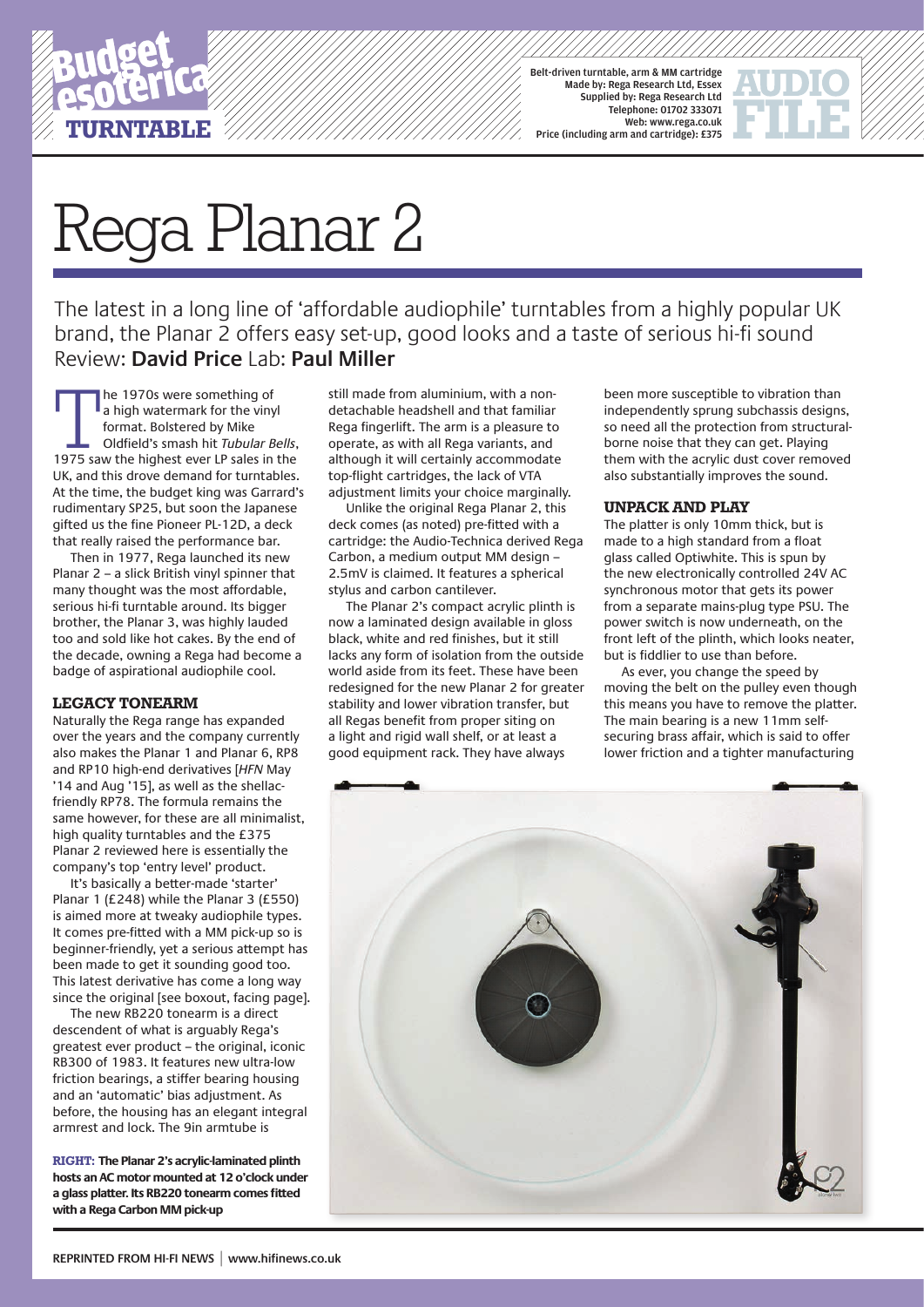Budget esoterica

TURNTABLE

Belt-driven turntable, arm & MM cartridge
Made by: Rega Research Ltd, Essex
Supplied by: Rega Research Ltd
Telephone: 01702 333071
Web: www.rega.co.uk
Price (including arm and cartridge): £375

AUDIO FILE

# Rega Planar 2

The latest in a long line of 'affordable audiophile' turntables from a highly popular UK brand, the Planar 2 offers easy set-up, good looks and a taste of serious hi-fi sound
Review: **David Price** Lab: **Paul Miller**

The 1970s were something of a high watermark for the vinyl format. Bolstered by Mike Oldfield's smash hit *Tubular Bells*, 1975 saw the highest ever LP sales in the UK, and this drove demand for turntables. At the time, the budget king was Garrard's rudimentary SP25, but soon the Japanese gifted us the fine Pioneer PL-12D, a deck that really raised the performance bar.

Then in 1977, Rega launched its new Planar 2 – a slick British vinyl spinner that many thought was the most affordable, serious hi-fi turntable around. Its bigger brother, the Planar 3, was highly lauded too and sold like hot cakes. By the end of the decade, owning a Rega had become a badge of aspirational audiophile cool.

## LEGACY TONEARM

Naturally the Rega range has expanded over the years and the company currently also makes the Planar 1 and Planar 6, RP8 and RP10 high-end derivatives [*HFN* May '14 and Aug '15], as well as the shellac-friendly RP78. The formula remains the same however, for these are all minimalist, high quality turntables and the £375 Planar 2 reviewed here is essentially the company's top 'entry level' product.

It's basically a better-made 'starter' Planar 1 (£248) while the Planar 3 (£550) is aimed more at tweaky audiophile types. It comes pre-fitted with a MM pick-up so is beginner-friendly, yet a serious attempt has been made to get it sounding good too. This latest derivative has come a long way since the original [see boxout, facing page].

The new RB220 tonearm is a direct descendent of what is arguably Rega's greatest ever product – the original, iconic RB300 of 1983. It features new ultra-low friction bearings, a stiffer bearing housing and an 'automatic' bias adjustment. As before, the housing has an elegant integral armrest and lock. The 9in armtube is still made from aluminium, with a non-detachable headshell and that familiar Rega fingerlift. The arm is a pleasure to operate, as with all Rega variants, and although it will certainly accommodate top-flight cartridges, the lack of VTA adjustment limits your choice marginally.

Unlike the original Rega Planar 2, this deck comes (as noted) pre-fitted with a cartridge: the Audio-Technica derived Rega Carbon, a medium output MM design – 2.5mV is claimed. It features a spherical stylus and carbon cantilever.

The Planar 2's compact acrylic plinth is now a laminated design available in gloss black, white and red finishes, but it still lacks any form of isolation from the outside world aside from its feet. These have been redesigned for the new Planar 2 for greater stability and lower vibration transfer, but all Regas benefit from proper siting on a light and rigid wall shelf, or at least a good equipment rack. They have always been more susceptible to vibration than independently sprung subchassis designs, so need all the protection from structural-borne noise that they can get. Playing them with the acrylic dust cover removed also substantially improves the sound.

## UNPACK AND PLAY

The platter is only 10mm thick, but is made to a high standard from a float glass called Optiwhite. This is spun by the new electronically controlled 24V AC synchronous motor that gets its power from a separate mains-plug type PSU. The power switch is now underneath, on the front left of the plinth, which looks neater, but is fiddlier to use than before.

As ever, you change the speed by moving the belt on the pulley even though this means you have to remove the platter. The main bearing is a new 11mm self-securing brass affair, which is said to offer lower friction and a tighter manufacturing

**RIGHT: The Planar 2's acrylic-laminated plinth hosts an AC motor mounted at 12 o'clock under a glass platter. Its RB220 tonearm comes fitted with a Rega Carbon MM pick-up**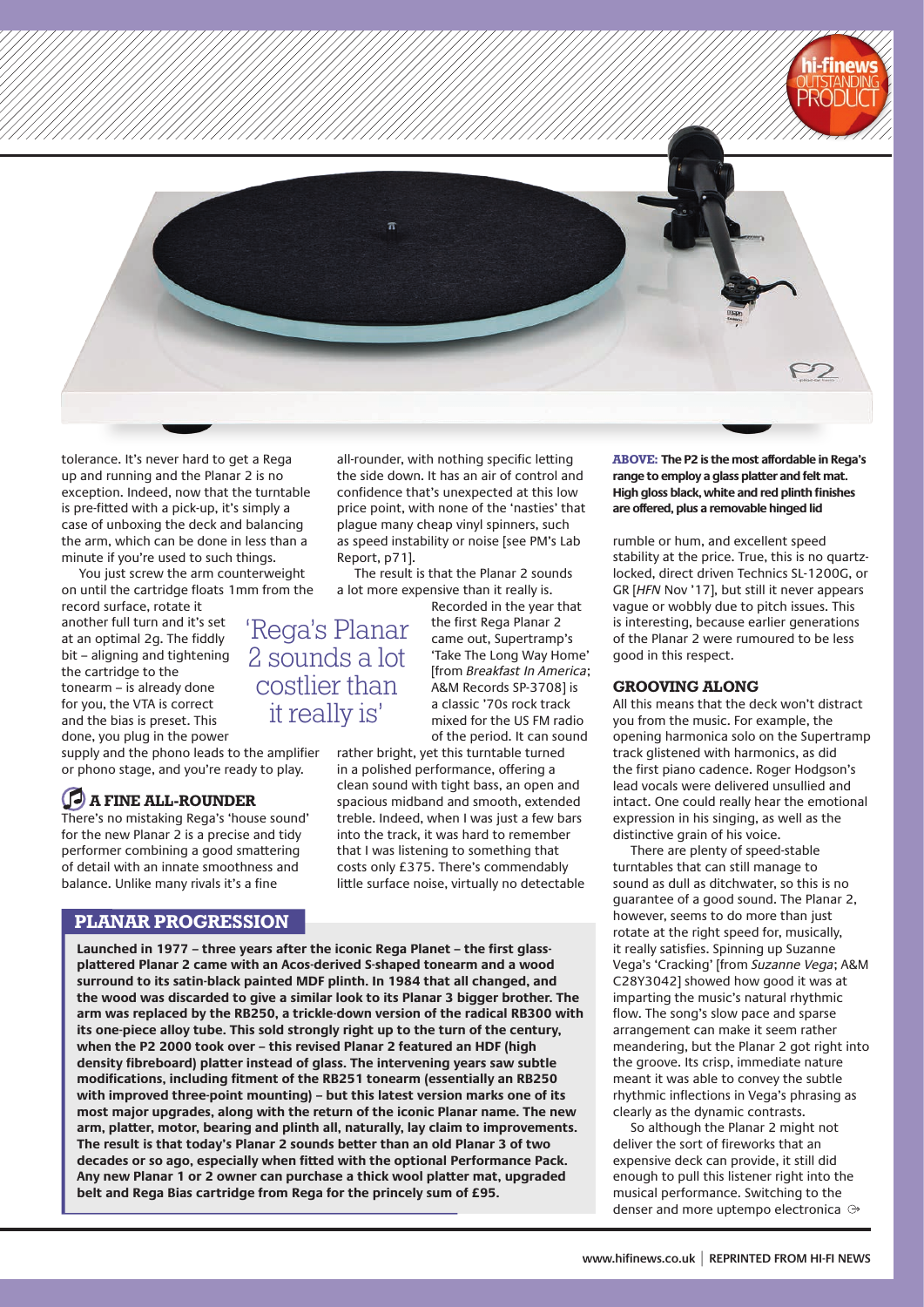tolerance. It's never hard to get a Rega up and running and the Planar 2 is no exception. Indeed, now that the turntable is pre-fitted with a pick-up, it's simply a case of unboxing the deck and balancing the arm, which can be done in less than a minute if you're used to such things.

You just screw the arm counterweight on until the cartridge floats 1mm from the record surface, rotate it another full turn and it's set at an optimal 2g. The fiddly bit – aligning and tightening the cartridge to the tonearm – is already done for you, the VTA is correct and the bias is preset. This done, you plug in the power supply and the phono leads to the amplifier or phono stage, and you're ready to play.

## A FINE ALL-ROUNDER

There's no mistaking Rega's 'house sound' for the new Planar 2 is a precise and tidy performer combining a good smattering of detail with an innate smoothness and balance. Unlike many rivals it's a fine all-rounder, with nothing specific letting the side down. It has an air of control and confidence that's unexpected at this low price point, with none of the 'nasties' that plague many cheap vinyl spinners, such as speed instability or noise [see PM's Lab Report, p71].

The result is that the Planar 2 sounds a lot more expensive than it really is.

> 'Rega's Planar 2 sounds a lot costlier than it really is'

Recorded in the year that the first Rega Planar 2 came out, Supertramp's 'Take The Long Way Home' [from *Breakfast In America*; A&M Records SP-3708] is a classic '70s rock track mixed for the US FM radio of the period. It can sound rather bright, yet this turntable turned in a polished performance, offering a clean sound with tight bass, an open and spacious midband and smooth, extended treble. Indeed, when I was just a few bars into the track, it was hard to remember that I was listening to something that costs only £375. There's commendably little surface noise, virtually no detectable rumble or hum, and excellent speed stability at the price. True, this is no quartz-locked, direct driven Technics SL-1200G, or GR [*HFN* Nov '17], but still it never appears vague or wobbly due to pitch issues. This is interesting, because earlier generations of the Planar 2 were rumoured to be less good in this respect.

**ABOVE: The P2 is the most affordable in Rega's range to employ a glass platter and felt mat. High gloss black, white and red plinth finishes are offered, plus a removable hinged lid**

## GROOVING ALONG

All this means that the deck won't distract you from the music. For example, the opening harmonica solo on the Supertramp track glistened with harmonics, as did the first piano cadence. Roger Hodgson's lead vocals were delivered unsullied and intact. One could really hear the emotional expression in his singing, as well as the distinctive grain of his voice.

There are plenty of speed-stable turntables that can still manage to sound as dull as ditchwater, so this is no guarantee of a good sound. The Planar 2, however, seems to do more than just rotate at the right speed for, musically, it really satisfies. Spinning up Suzanne Vega's 'Cracking' [from *Suzanne Vega*; A&M C28Y3042] showed how good it was at imparting the music's natural rhythmic flow. The song's slow pace and sparse arrangement can make it seem rather meandering, but the Planar 2 got right into the groove. Its crisp, immediate nature meant it was able to convey the subtle rhythmic inflections in Vega's phrasing as clearly as the dynamic contrasts.

So although the Planar 2 might not deliver the sort of fireworks that an expensive deck can provide, it still did enough to pull this listener right into the musical performance. Switching to the denser and more uptempo electronica

## PLANAR PROGRESSION

**Launched in 1977 – three years after the iconic Rega Planet – the first glass-plattered Planar 2 came with an Acos-derived S-shaped tonearm and a wood surround to its satin-black painted MDF plinth. In 1984 that all changed, and the wood was discarded to give a similar look to its Planar 3 bigger brother. The arm was replaced by the RB250, a trickle-down version of the radical RB300 with its one-piece alloy tube. This sold strongly right up to the turn of the century, when the P2 2000 took over – this revised Planar 2 featured an HDF (high density fibreboard) platter instead of glass. The intervening years saw subtle modifications, including fitment of the RB251 tonearm (essentially an RB250 with improved three-point mounting) – but this latest version marks one of its most major upgrades, along with the return of the iconic Planar name. The new arm, platter, motor, bearing and plinth all, naturally, lay claim to improvements. The result is that today's Planar 2 sounds better than an old Planar 3 of two decades or so ago, especially when fitted with the optional Performance Pack. Any new Planar 1 or 2 owner can purchase a thick wool platter mat, upgraded belt and Rega Bias cartridge from Rega for the princely sum of £95.**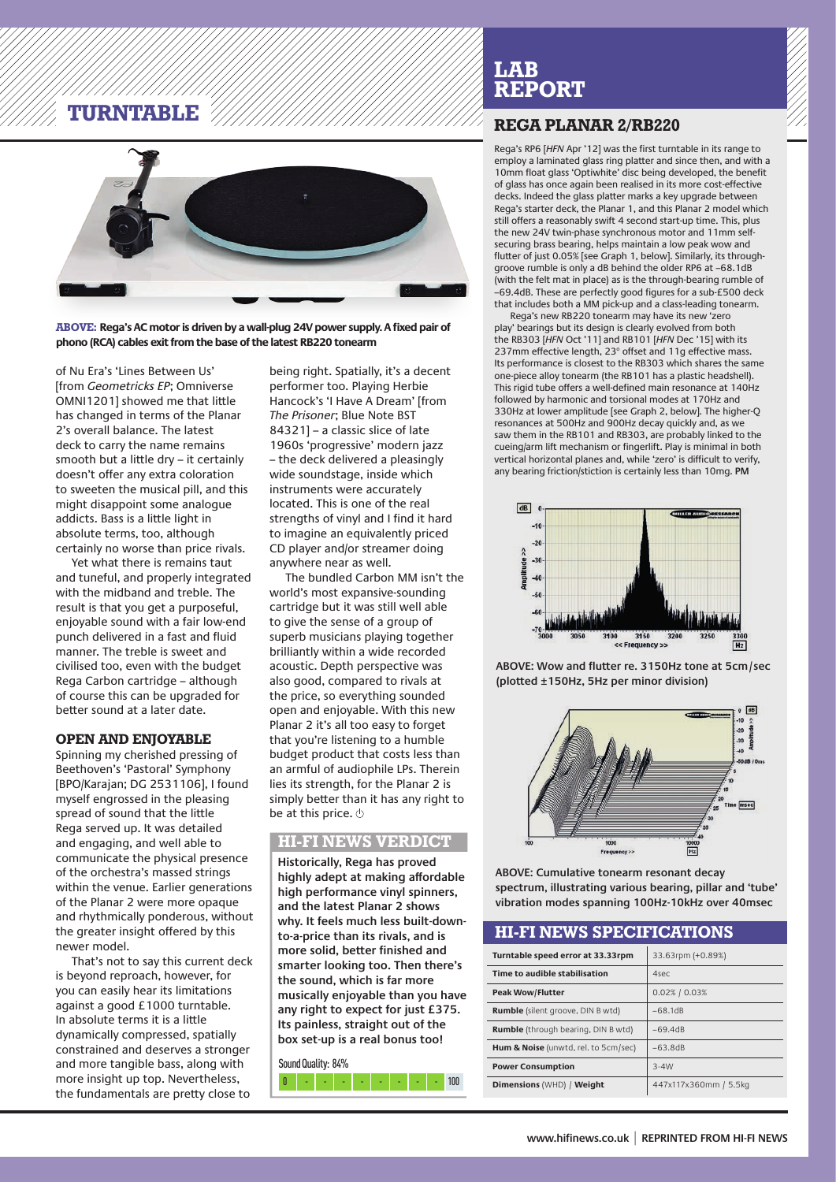# TURNTABLE

**ABOVE:** Rega's AC motor is driven by a wall-plug 24V power supply. A fixed pair of phono (RCA) cables exit from the base of the latest RB220 tonearm

of Nu Era's 'Lines Between Us' [from *Geometricks EP*; Omniverse OMNI1201] showed me that little has changed in terms of the Planar 2's overall balance. The latest deck to carry the name remains smooth but a little dry – it certainly doesn't offer any extra coloration to sweeten the musical pill, and this might disappoint some analogue addicts. Bass is a little light in absolute terms, too, although certainly no worse than price rivals.

Yet what there is remains taut and tuneful, and properly integrated with the midband and treble. The result is that you get a purposeful, enjoyable sound with a fair low-end punch delivered in a fast and fluid manner. The treble is sweet and civilised too, even with the budget Rega Carbon cartridge – although of course this can be upgraded for better sound at a later date.

## OPEN AND ENJOYABLE

Spinning my cherished pressing of Beethoven's 'Pastoral' Symphony [BPO/Karajan; DG 2531106], I found myself engrossed in the pleasing spread of sound that the little Rega served up. It was detailed and engaging, and well able to communicate the physical presence of the orchestra's massed strings within the venue. Earlier generations of the Planar 2 were more opaque and rhythmically ponderous, without the greater insight offered by this newer model.

That's not to say this current deck is beyond reproach, however, for you can easily hear its limitations against a good £1000 turntable. In absolute terms it is a little dynamically compressed, spatially constrained and deserves a stronger and more tangible bass, along with more insight up top. Nevertheless, the fundamentals are pretty close to being right. Spatially, it's a decent performer too. Playing Herbie Hancock's 'I Have A Dream' [from *The Prisoner*; Blue Note BST 84321] – a classic slice of late 1960s 'progressive' modern jazz – the deck delivered a pleasingly wide soundstage, inside which instruments were accurately located. This is one of the real strengths of vinyl and I find it hard to imagine an equivalently priced CD player and/or streamer doing anywhere near as well.

The bundled Carbon MM isn't the world's most expansive-sounding cartridge but it was still well able to give the sense of a group of superb musicians playing together brilliantly within a wide recorded acoustic. Depth perspective was also good, compared to rivals at the price, so everything sounded open and enjoyable. With this new Planar 2 it's all too easy to forget that you're listening to a humble budget product that costs less than an armful of audiophile LPs. Therein lies its strength, for the Planar 2 is simply better than it has any right to be at this price.

## HI-FI NEWS VERDICT

**Historically, Rega has proved highly adept at making affordable high performance vinyl spinners, and the latest Planar 2 shows why. It feels much less built-down-to-a-price than its rivals, and is more solid, better finished and smarter looking too. Then there's the sound, which is far more musically enjoyable than you have any right to expect for just £375. Its painless, straight out of the box set-up is a real bonus too!**

Sound Quality: 84%

0 - - - - - - - - - 100

# LAB REPORT

## REGA PLANAR 2/RB220

Rega's RP6 [*HFN* Apr '12] was the first turntable in its range to employ a laminated glass ring platter and since then, and with a 10mm float glass 'Optiwhite' disc being developed, the benefit of glass has once again been realised in its more cost-effective decks. Indeed the glass platter marks a key upgrade between Rega's starter deck, the Planar 1, and this Planar 2 model which still offers a reasonably swift 4 second start-up time. This, plus the new 24V twin-phase synchronous motor and 11mm self-securing brass bearing, helps maintain a low peak wow and flutter of just 0.05% [see Graph 1, below]. Similarly, its through-groove rumble is only a dB behind the older RP6 at –68.1dB (with the felt mat in place) as is the through-bearing rumble of –69.4dB. These are perfectly good figures for a sub-£500 deck that includes both a MM pick-up and a class-leading tonearm.

Rega's new RB220 tonearm may have its new 'zero play' bearings but its design is clearly evolved from both the RB303 [*HFN* Oct '11] and RB101 [*HFN* Dec '15] with its 237mm effective length, 23° offset and 11g effective mass. Its performance is closest to the RB303 which shares the same one-piece alloy tonearm (the RB101 has a plastic headshell). This rigid tube offers a well-defined main resonance at 140Hz followed by harmonic and torsional modes at 170Hz and 330Hz at lower amplitude [see Graph 2, below]. The higher-Q resonances at 500Hz and 900Hz decay quickly and, as we saw them in the RB101 and RB303, are probably linked to the cueing/arm lift mechanism or fingerlift. Play is minimal in both vertical horizontal planes and, while 'zero' is difficult to verify, any bearing friction/stiction is certainly less than 10mg. **PM**

dB
0
-10
-20
-30
-40
-50
-60
-70
Amplitude >>
3000 3050 3100 3150 3200 3250 3300
<< Frequency >>
Hz
MILLER AUDIO RESEARCH

ABOVE: Wow and flutter re. 3150Hz tone at 5cm/sec (plotted ±150Hz, 5Hz per minor division)

dB
0
-10
-20
-30
-40
-50dB / 0ms
Amplitude >>
Time msec
5
10
15
20
25
30
35
40
100
1000
10000
Frequency >>
Hz

ABOVE: Cumulative tonearm resonant decay spectrum, illustrating various bearing, pillar and 'tube' vibration modes spanning 100Hz-10kHz over 40msec

## HI-FI NEWS SPECIFICATIONS

| | |
|---|---|
| Turntable speed error at 33.33rpm | 33.63rpm (+0.89%) |
| Time to audible stabilisation | 4sec |
| Peak Wow/Flutter | 0.02% / 0.03% |
| **Rumble** (silent groove, DIN B wtd) | –68.1dB |
| **Rumble** (through bearing, DIN B wtd) | –69.4dB |
| **Hum & Noise** (unwtd, rel. to 5cm/sec) | –63.8dB |
| Power Consumption | 3-4W |
| **Dimensions** (WHD) / **Weight** | 447x117x360mm / 5.5kg |